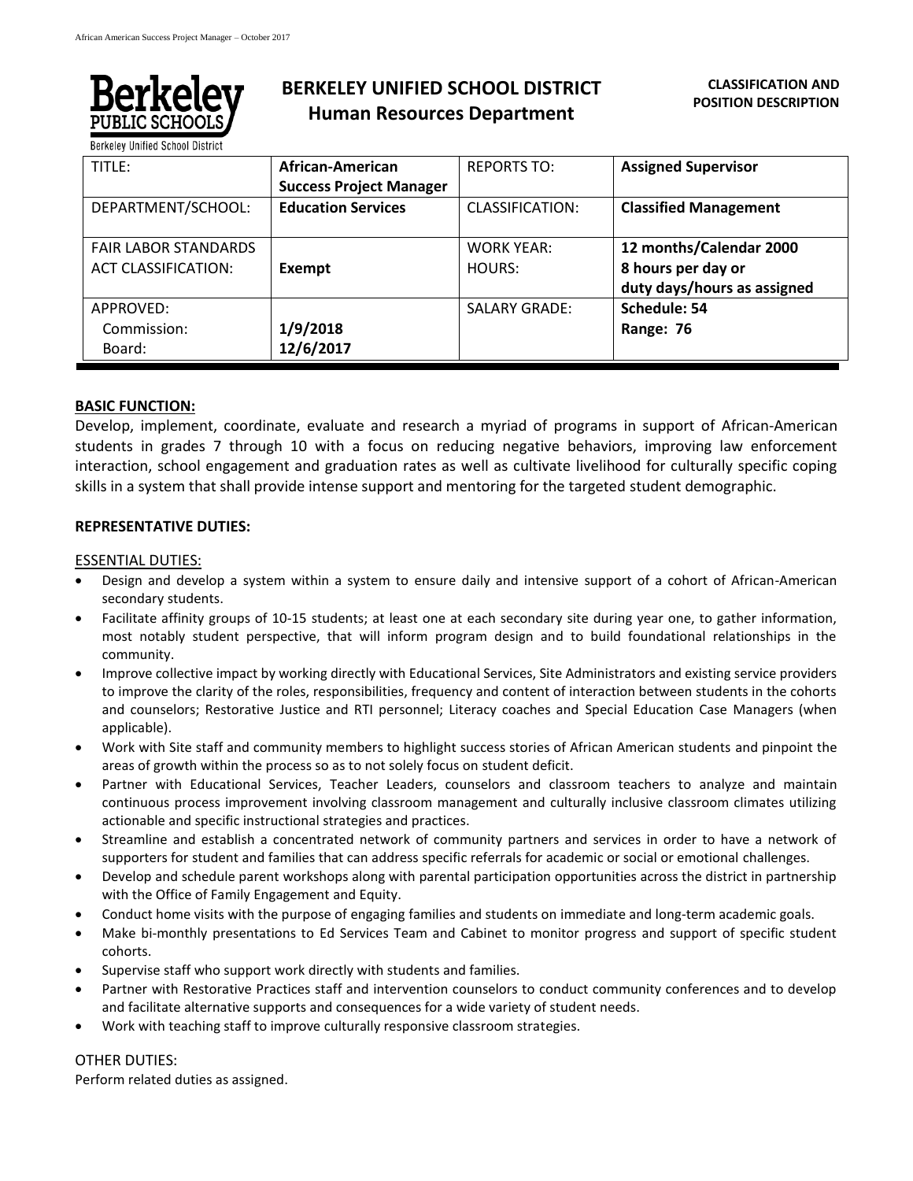# BERKELEY UNIFIED SCHOOL DISTRICT
## Human Resources Department

**CLASSIFICATION AND POSITION DESCRIPTION**

| TITLE: | **African-American Success Project Manager** | REPORTS TO: | **Assigned Supervisor** |
|---|---|---|---|
| DEPARTMENT/SCHOOL: | **Education Services** | CLASSIFICATION: | **Classified Management** |
| FAIR LABOR STANDARDS ACT CLASSIFICATION: | **Exempt** | WORK YEAR: HOURS: | **12 months/Calendar 2000 8 hours per day or duty days/hours as assigned** |
| APPROVED: Commission: Board: | **1/9/2018 12/6/2017** | SALARY GRADE: | **Schedule: 54 Range: 76** |

**BASIC FUNCTION:**

Develop, implement, coordinate, evaluate and research a myriad of programs in support of African-American students in grades 7 through 10 with a focus on reducing negative behaviors, improving law enforcement interaction, school engagement and graduation rates as well as cultivate livelihood for culturally specific coping skills in a system that shall provide intense support and mentoring for the targeted student demographic.

**REPRESENTATIVE DUTIES:**

ESSENTIAL DUTIES:

- Design and develop a system within a system to ensure daily and intensive support of a cohort of African-American secondary students.
- Facilitate affinity groups of 10-15 students; at least one at each secondary site during year one, to gather information, most notably student perspective, that will inform program design and to build foundational relationships in the community.
- Improve collective impact by working directly with Educational Services, Site Administrators and existing service providers to improve the clarity of the roles, responsibilities, frequency and content of interaction between students in the cohorts and counselors; Restorative Justice and RTI personnel; Literacy coaches and Special Education Case Managers (when applicable).
- Work with Site staff and community members to highlight success stories of African American students and pinpoint the areas of growth within the process so as to not solely focus on student deficit.
- Partner with Educational Services, Teacher Leaders, counselors and classroom teachers to analyze and maintain continuous process improvement involving classroom management and culturally inclusive classroom climates utilizing actionable and specific instructional strategies and practices.
- Streamline and establish a concentrated network of community partners and services in order to have a network of supporters for student and families that can address specific referrals for academic or social or emotional challenges.
- Develop and schedule parent workshops along with parental participation opportunities across the district in partnership with the Office of Family Engagement and Equity.
- Conduct home visits with the purpose of engaging families and students on immediate and long-term academic goals.
- Make bi-monthly presentations to Ed Services Team and Cabinet to monitor progress and support of specific student cohorts.
- Supervise staff who support work directly with students and families.
- Partner with Restorative Practices staff and intervention counselors to conduct community conferences and to develop and facilitate alternative supports and consequences for a wide variety of student needs.
- Work with teaching staff to improve culturally responsive classroom strategies.

OTHER DUTIES:

Perform related duties as assigned.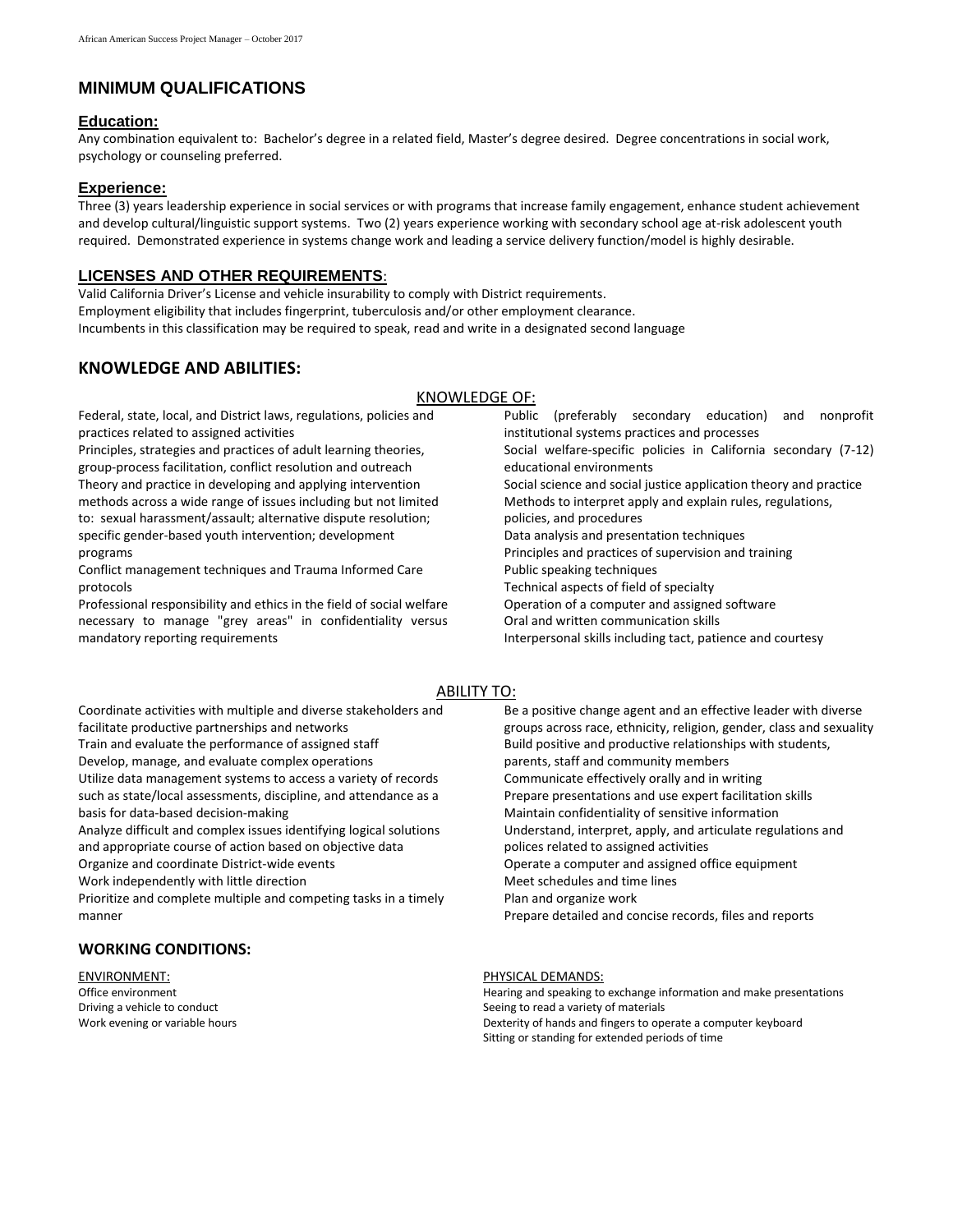## MINIMUM QUALIFICATIONS

### Education:

Any combination equivalent to: Bachelor's degree in a related field, Master's degree desired. Degree concentrations in social work, psychology or counseling preferred.

### Experience:

Three (3) years leadership experience in social services or with programs that increase family engagement, enhance student achievement and develop cultural/linguistic support systems. Two (2) years experience working with secondary school age at-risk adolescent youth required. Demonstrated experience in systems change work and leading a service delivery function/model is highly desirable.

### LICENSES AND OTHER REQUIREMENTS:

Valid California Driver's License and vehicle insurability to comply with District requirements.
Employment eligibility that includes fingerprint, tuberculosis and/or other employment clearance.
Incumbents in this classification may be required to speak, read and write in a designated second language

## KNOWLEDGE AND ABILITIES:

### KNOWLEDGE OF:

Federal, state, local, and District laws, regulations, policies and practices related to assigned activities
Principles, strategies and practices of adult learning theories, group-process facilitation, conflict resolution and outreach
Theory and practice in developing and applying intervention methods across a wide range of issues including but not limited to: sexual harassment/assault; alternative dispute resolution; specific gender-based youth intervention; development programs
Conflict management techniques and Trauma Informed Care protocols
Professional responsibility and ethics in the field of social welfare necessary to manage "grey areas" in confidentiality versus mandatory reporting requirements
Public (preferably secondary education) and nonprofit institutional systems practices and processes
Social welfare-specific policies in California secondary (7-12) educational environments
Social science and social justice application theory and practice
Methods to interpret apply and explain rules, regulations, policies, and procedures
Data analysis and presentation techniques
Principles and practices of supervision and training
Public speaking techniques
Technical aspects of field of specialty
Operation of a computer and assigned software
Oral and written communication skills
Interpersonal skills including tact, patience and courtesy

### ABILITY TO:

Coordinate activities with multiple and diverse stakeholders and facilitate productive partnerships and networks
Train and evaluate the performance of assigned staff
Develop, manage, and evaluate complex operations
Utilize data management systems to access a variety of records such as state/local assessments, discipline, and attendance as a basis for data-based decision-making
Analyze difficult and complex issues identifying logical solutions and appropriate course of action based on objective data
Organize and coordinate District-wide events
Work independently with little direction
Prioritize and complete multiple and competing tasks in a timely manner
Be a positive change agent and an effective leader with diverse groups across race, ethnicity, religion, gender, class and sexuality
Build positive and productive relationships with students, parents, staff and community members
Communicate effectively orally and in writing
Prepare presentations and use expert facilitation skills
Maintain confidentiality of sensitive information
Understand, interpret, apply, and articulate regulations and polices related to assigned activities
Operate a computer and assigned office equipment
Meet schedules and time lines
Plan and organize work
Prepare detailed and concise records, files and reports

## WORKING CONDITIONS:

ENVIRONMENT:
Office environment
Driving a vehicle to conduct
Work evening or variable hours

PHYSICAL DEMANDS:
Hearing and speaking to exchange information and make presentations
Seeing to read a variety of materials
Dexterity of hands and fingers to operate a computer keyboard
Sitting or standing for extended periods of time